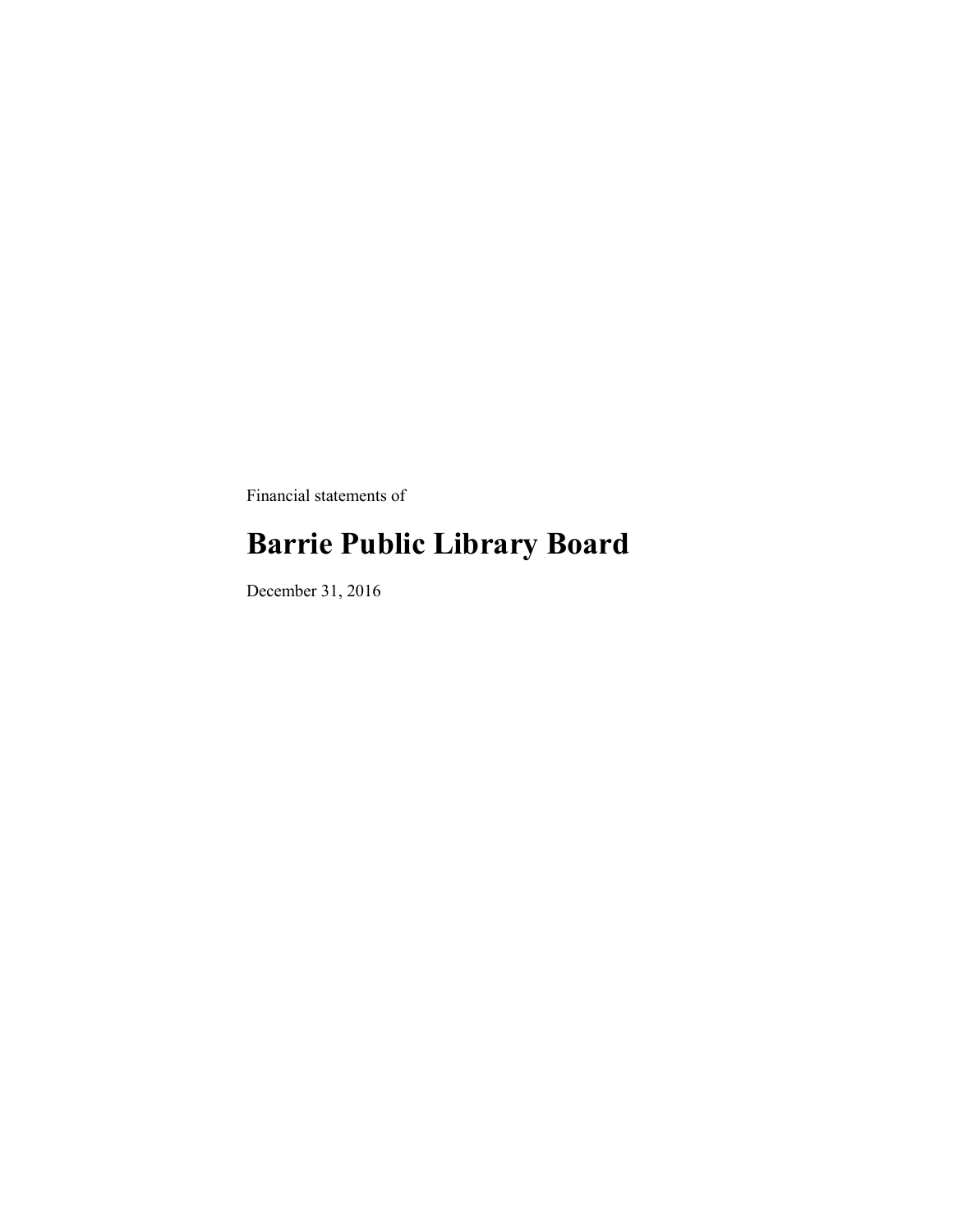Financial statements of

# Barrie Public Library Board

December 31, 2016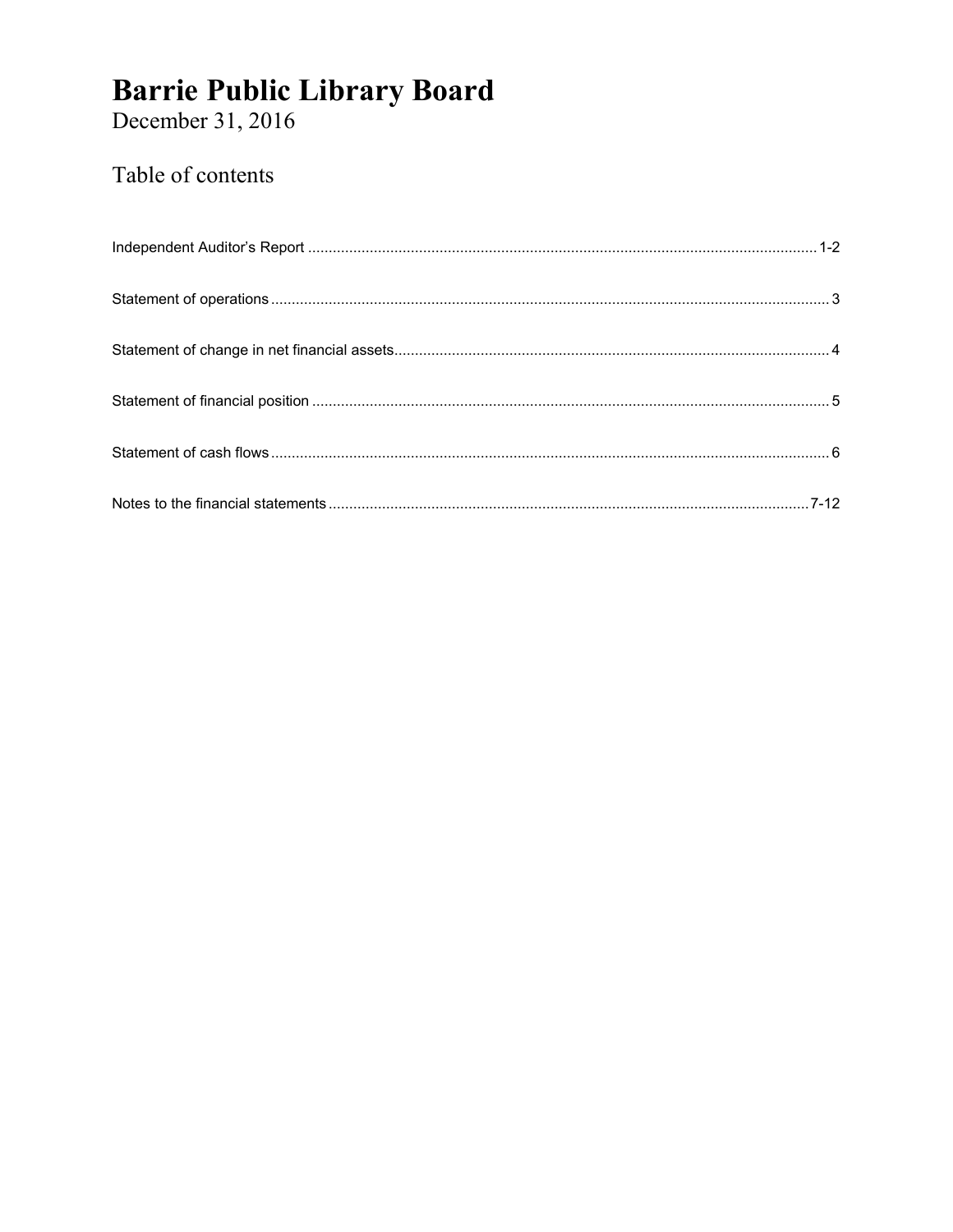# Barrie Public Library Board

December 31, 2016

## Table of contents

Independent Auditor's Report ........................................................................................................................ 1-2

Statement of operations ........................................................................................................................ 3

Statement of change in net financial assets ........................................................................................................................ 4

Statement of financial position ........................................................................................................................ 5

Statement of cash flows ........................................................................................................................ 6

Notes to the financial statements ........................................................................................................................ 7-12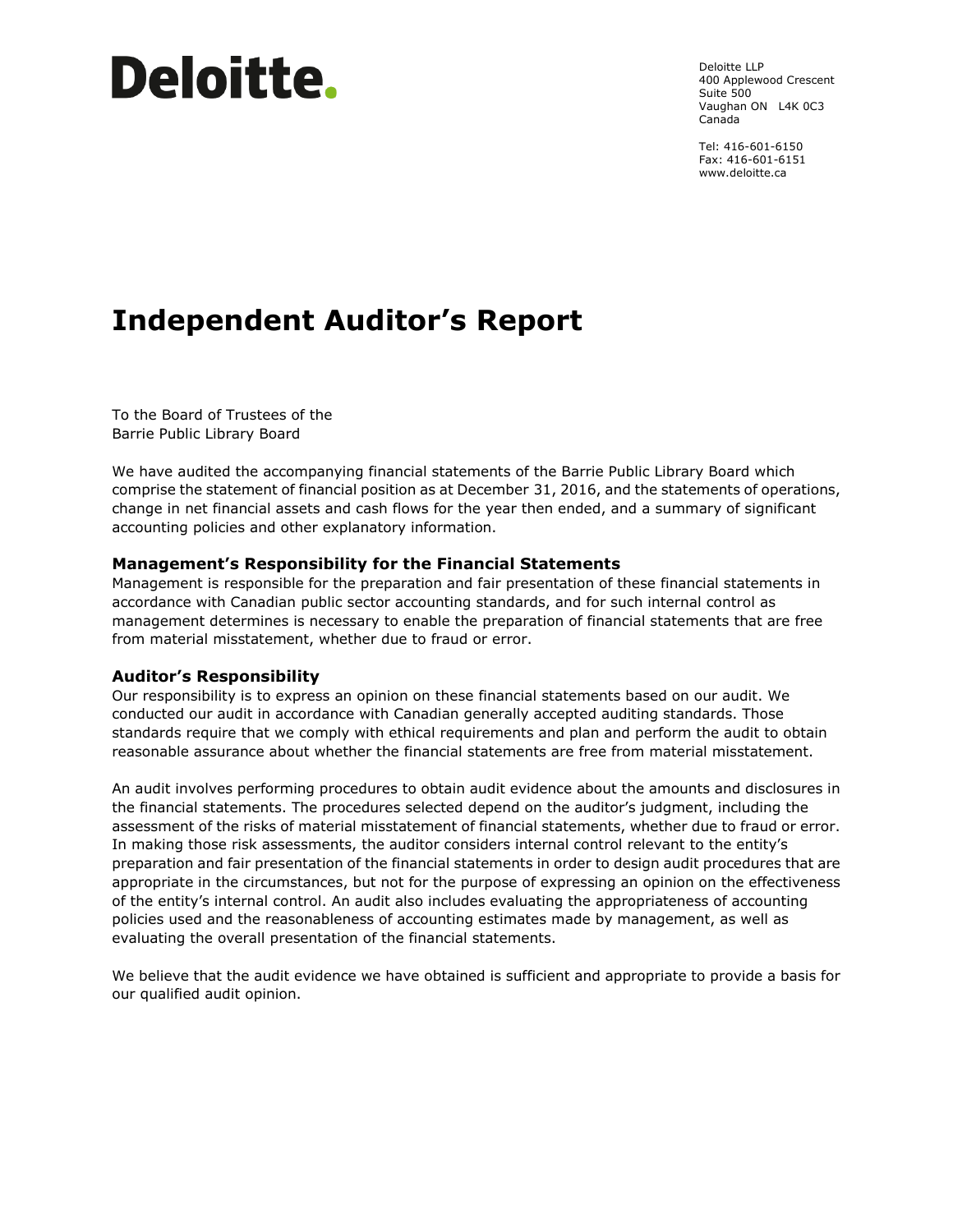Deloitte.

Deloitte LLP
400 Applewood Crescent
Suite 500
Vaughan ON L4K 0C3
Canada

Tel: 416-601-6150
Fax: 416-601-6151
www.deloitte.ca

# Independent Auditor's Report

To the Board of Trustees of the
Barrie Public Library Board

We have audited the accompanying financial statements of the Barrie Public Library Board which comprise the statement of financial position as at December 31, 2016, and the statements of operations, change in net financial assets and cash flows for the year then ended, and a summary of significant accounting policies and other explanatory information.

### Management's Responsibility for the Financial Statements

Management is responsible for the preparation and fair presentation of these financial statements in accordance with Canadian public sector accounting standards, and for such internal control as management determines is necessary to enable the preparation of financial statements that are free from material misstatement, whether due to fraud or error.

### Auditor's Responsibility

Our responsibility is to express an opinion on these financial statements based on our audit. We conducted our audit in accordance with Canadian generally accepted auditing standards. Those standards require that we comply with ethical requirements and plan and perform the audit to obtain reasonable assurance about whether the financial statements are free from material misstatement.

An audit involves performing procedures to obtain audit evidence about the amounts and disclosures in the financial statements. The procedures selected depend on the auditor's judgment, including the assessment of the risks of material misstatement of financial statements, whether due to fraud or error. In making those risk assessments, the auditor considers internal control relevant to the entity's preparation and fair presentation of the financial statements in order to design audit procedures that are appropriate in the circumstances, but not for the purpose of expressing an opinion on the effectiveness of the entity's internal control. An audit also includes evaluating the appropriateness of accounting policies used and the reasonableness of accounting estimates made by management, as well as evaluating the overall presentation of the financial statements.

We believe that the audit evidence we have obtained is sufficient and appropriate to provide a basis for our qualified audit opinion.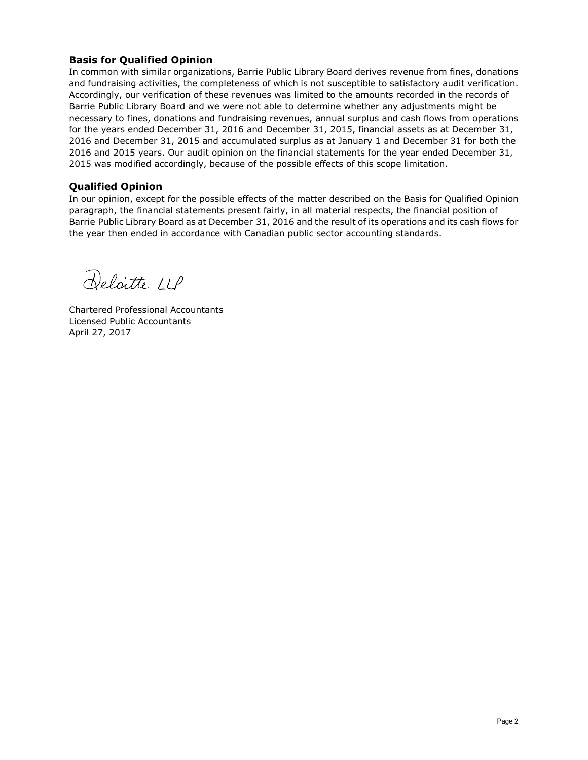### Basis for Qualified Opinion

In common with similar organizations, Barrie Public Library Board derives revenue from fines, donations and fundraising activities, the completeness of which is not susceptible to satisfactory audit verification. Accordingly, our verification of these revenues was limited to the amounts recorded in the records of Barrie Public Library Board and we were not able to determine whether any adjustments might be necessary to fines, donations and fundraising revenues, annual surplus and cash flows from operations for the years ended December 31, 2016 and December 31, 2015, financial assets as at December 31, 2016 and December 31, 2015 and accumulated surplus as at January 1 and December 31 for both the 2016 and 2015 years. Our audit opinion on the financial statements for the year ended December 31, 2015 was modified accordingly, because of the possible effects of this scope limitation.

### Qualified Opinion

In our opinion, except for the possible effects of the matter described on the Basis for Qualified Opinion paragraph, the financial statements present fairly, in all material respects, the financial position of Barrie Public Library Board as at December 31, 2016 and the result of its operations and its cash flows for the year then ended in accordance with Canadian public sector accounting standards.

Deloitte LLP

Chartered Professional Accountants
Licensed Public Accountants
April 27, 2017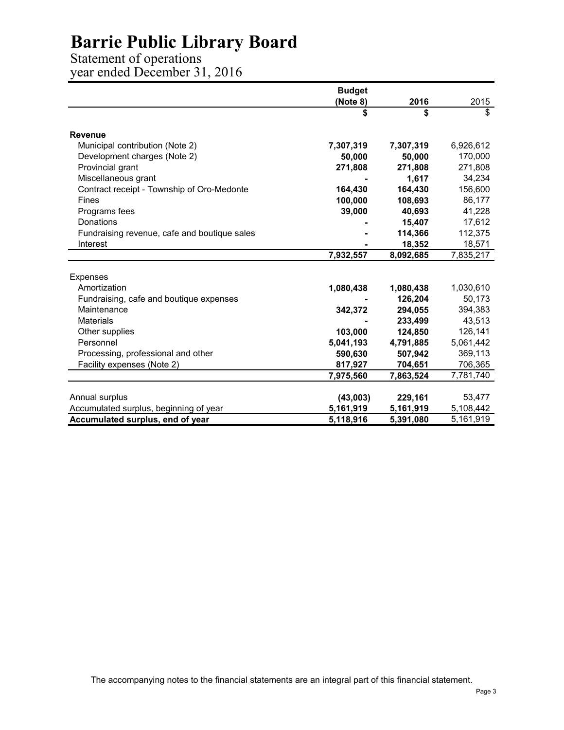# Barrie Public Library Board

Statement of operations
year ended December 31, 2016

| | Budget (Note 8) | 2016 | 2015 |
|---|---|---|---|
| | **$** | **$** | $ |
| **Revenue** | | | |
| Municipal contribution (Note 2) | **7,307,319** | **7,307,319** | 6,926,612 |
| Development charges (Note 2) | **50,000** | **50,000** | 170,000 |
| Provincial grant | **271,808** | **271,808** | 271,808 |
| Miscellaneous grant | **-** | **1,617** | 34,234 |
| Contract receipt - Township of Oro-Medonte | **164,430** | **164,430** | 156,600 |
| Fines | **100,000** | **108,693** | 86,177 |
| Programs fees | **39,000** | **40,693** | 41,228 |
| Donations | **-** | **15,407** | 17,612 |
| Fundraising revenue, cafe and boutique sales | **-** | **114,366** | 112,375 |
| Interest | **-** | **18,352** | 18,571 |
| | **7,932,557** | **8,092,685** | 7,835,217 |
| Expenses | | | |
| Amortization | **1,080,438** | **1,080,438** | 1,030,610 |
| Fundraising, cafe and boutique expenses | **-** | **126,204** | 50,173 |
| Maintenance | **342,372** | **294,055** | 394,383 |
| Materials | **-** | **233,499** | 43,513 |
| Other supplies | **103,000** | **124,850** | 126,141 |
| Personnel | **5,041,193** | **4,791,885** | 5,061,442 |
| Processing, professional and other | **590,630** | **507,942** | 369,113 |
| Facility expenses (Note 2) | **817,927** | **704,651** | 706,365 |
| | **7,975,560** | **7,863,524** | 7,781,740 |
| Annual surplus | **(43,003)** | **229,161** | 53,477 |
| Accumulated surplus, beginning of year | **5,161,919** | **5,161,919** | 5,108,442 |
| **Accumulated surplus, end of year** | **5,118,916** | **5,391,080** | 5,161,919 |

The accompanying notes to the financial statements are an integral part of this financial statement.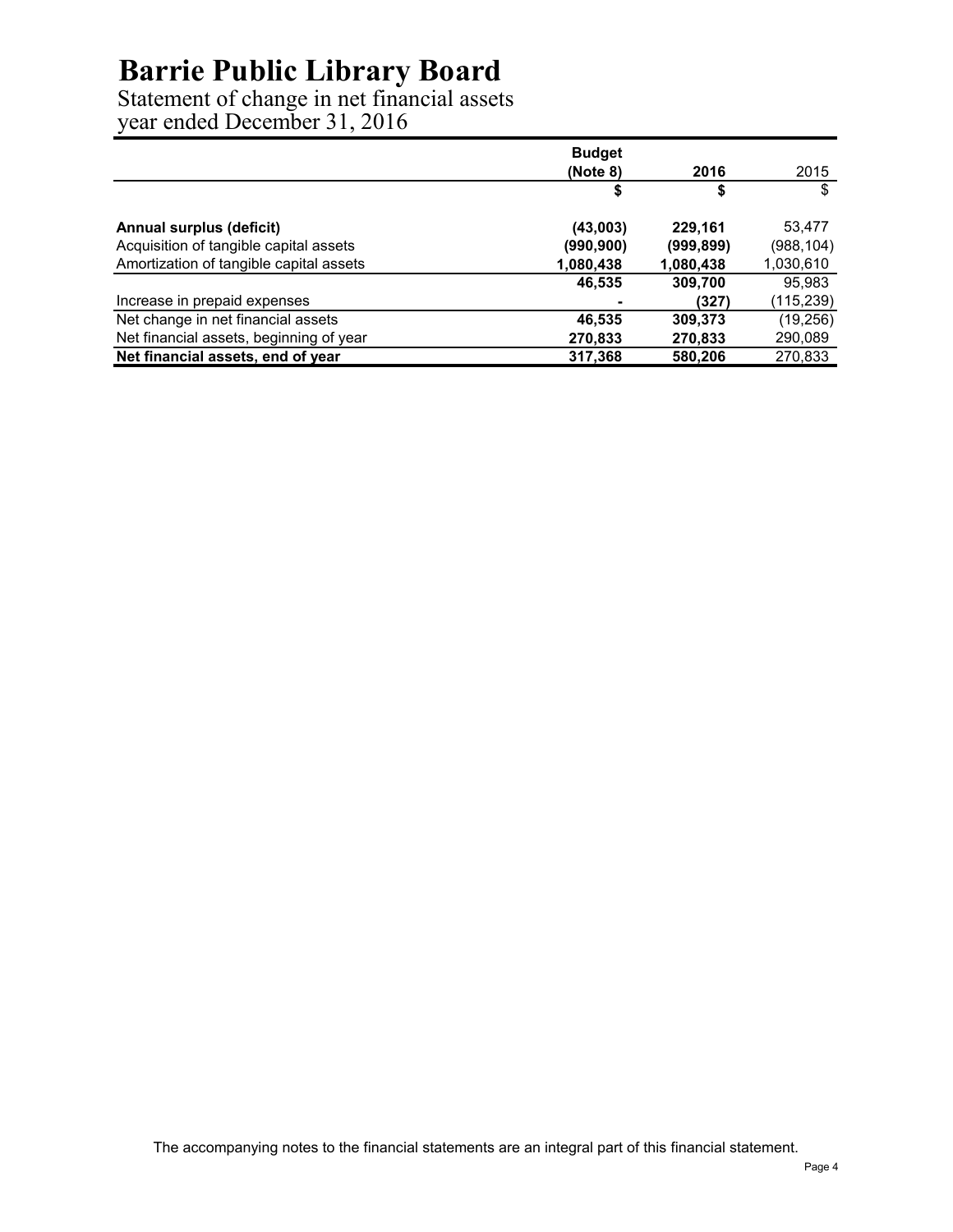# Barrie Public Library Board

Statement of change in net financial assets
year ended December 31, 2016

| | Budget (Note 8) | 2016 | 2015 |
|---|---|---|---|
| | $ | $ | $ |
| **Annual surplus (deficit)** | **(43,003)** | **229,161** | 53,477 |
| Acquisition of tangible capital assets | **(990,900)** | **(999,899)** | (988,104) |
| Amortization of tangible capital assets | **1,080,438** | **1,080,438** | 1,030,610 |
| | **46,535** | **309,700** | 95,983 |
| Increase in prepaid expenses | **-** | **(327)** | (115,239) |
| Net change in net financial assets | **46,535** | **309,373** | (19,256) |
| Net financial assets, beginning of year | **270,833** | **270,833** | 290,089 |
| **Net financial assets, end of year** | **317,368** | **580,206** | 270,833 |

The accompanying notes to the financial statements are an integral part of this financial statement.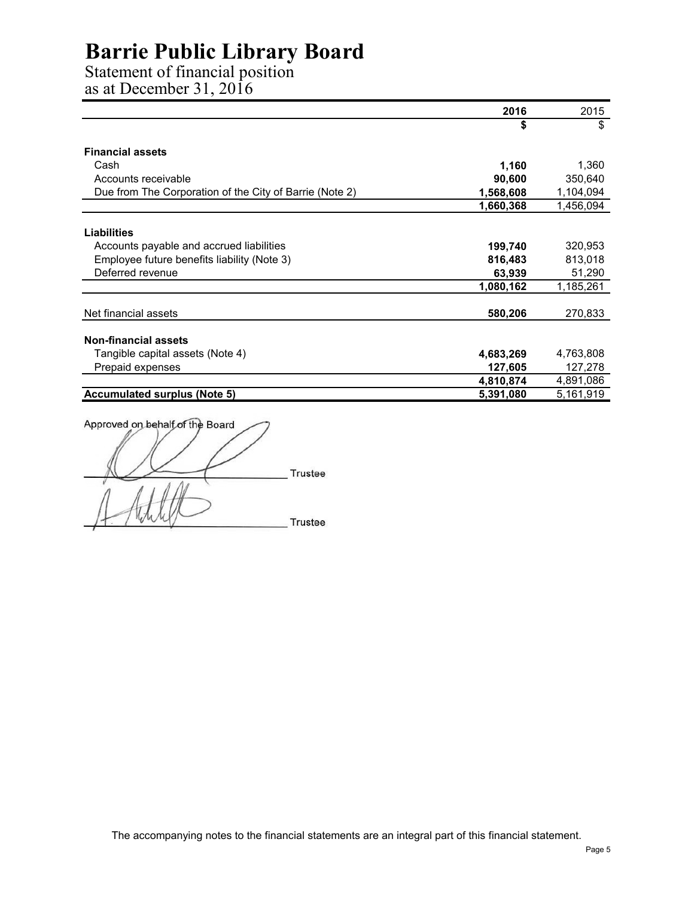# Barrie Public Library Board

## Statement of financial position
## as at December 31, 2016

| | 2016 | 2015 |
|---|---|---|
| | **$** | $ |
| **Financial assets** | | |
| Cash | **1,160** | 1,360 |
| Accounts receivable | **90,600** | 350,640 |
| Due from The Corporation of the City of Barrie (Note 2) | **1,568,608** | 1,104,094 |
| | **1,660,368** | 1,456,094 |
| **Liabilities** | | |
| Accounts payable and accrued liabilities | **199,740** | 320,953 |
| Employee future benefits liability (Note 3) | **816,483** | 813,018 |
| Deferred revenue | **63,939** | 51,290 |
| | **1,080,162** | 1,185,261 |
| Net financial assets | **580,206** | 270,833 |
| **Non-financial assets** | | |
| Tangible capital assets (Note 4) | **4,683,269** | 4,763,808 |
| Prepaid expenses | **127,605** | 127,278 |
| | **4,810,874** | 4,891,086 |
| **Accumulated surplus (Note 5)** | **5,391,080** | 5,161,919 |

Approved on behalf of the Board

_______________________ Trustee

_______________________ Trustee

The accompanying notes to the financial statements are an integral part of this financial statement.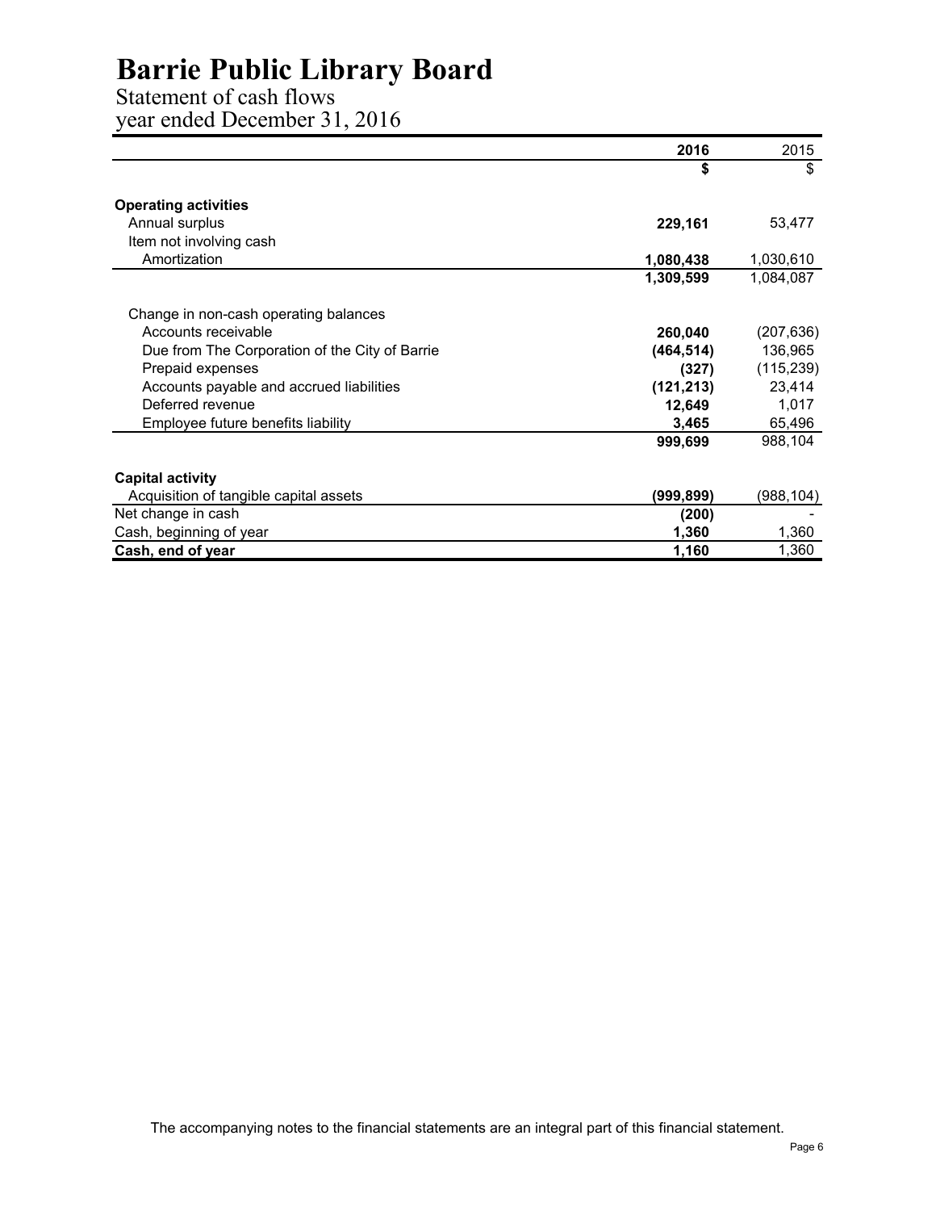# Barrie Public Library Board

Statement of cash flows
year ended December 31, 2016

| | 2016 | 2015 |
|---|---|---|
| | **$** | $ |
| **Operating activities** | | |
| Annual surplus | **229,161** | 53,477 |
| Item not involving cash | | |
| Amortization | **1,080,438** | 1,030,610 |
| | **1,309,599** | 1,084,087 |
| Change in non-cash operating balances | | |
| Accounts receivable | **260,040** | (207,636) |
| Due from The Corporation of the City of Barrie | **(464,514)** | 136,965 |
| Prepaid expenses | **(327)** | (115,239) |
| Accounts payable and accrued liabilities | **(121,213)** | 23,414 |
| Deferred revenue | **12,649** | 1,017 |
| Employee future benefits liability | **3,465** | 65,496 |
| | **999,699** | 988,104 |
| **Capital activity** | | |
| Acquisition of tangible capital assets | **(999,899)** | (988,104) |
| Net change in cash | **(200)** | - |
| Cash, beginning of year | **1,360** | 1,360 |
| **Cash, end of year** | **1,160** | 1,360 |

The accompanying notes to the financial statements are an integral part of this financial statement.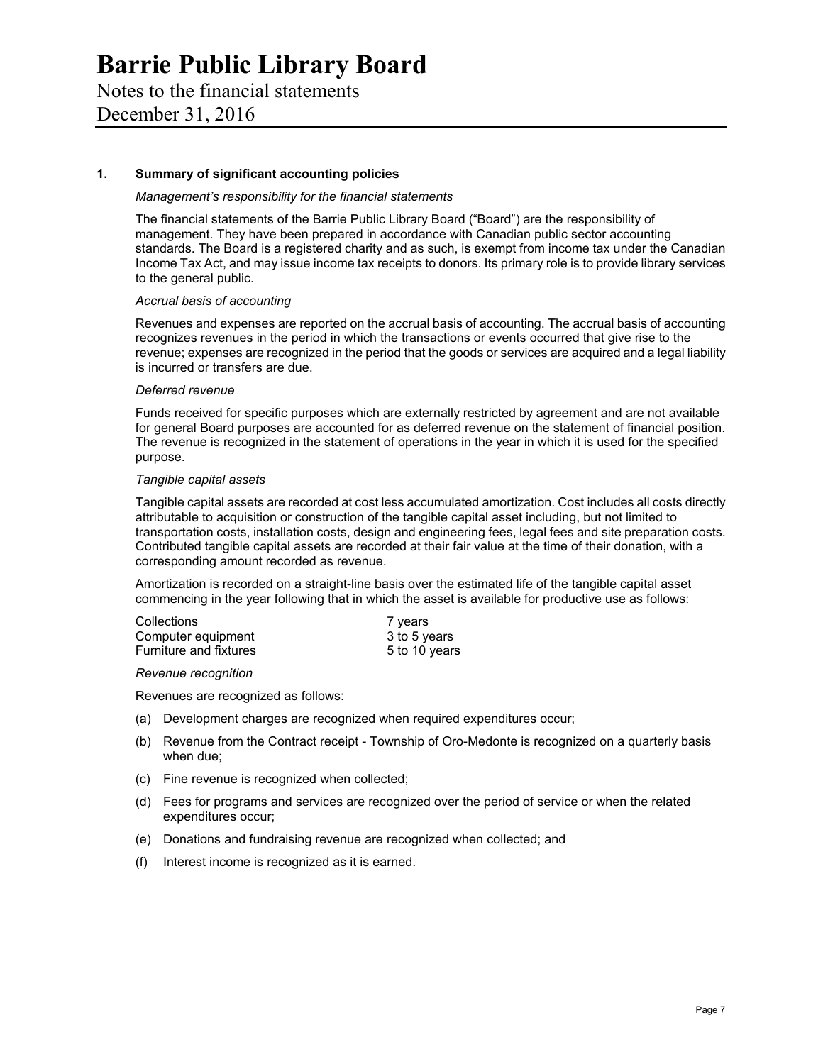# Barrie Public Library Board

Notes to the financial statements

December 31, 2016

## 1. Summary of significant accounting policies

*Management's responsibility for the financial statements*

The financial statements of the Barrie Public Library Board ("Board") are the responsibility of management. They have been prepared in accordance with Canadian public sector accounting standards. The Board is a registered charity and as such, is exempt from income tax under the Canadian Income Tax Act, and may issue income tax receipts to donors. Its primary role is to provide library services to the general public.

*Accrual basis of accounting*

Revenues and expenses are reported on the accrual basis of accounting. The accrual basis of accounting recognizes revenues in the period in which the transactions or events occurred that give rise to the revenue; expenses are recognized in the period that the goods or services are acquired and a legal liability is incurred or transfers are due.

*Deferred revenue*

Funds received for specific purposes which are externally restricted by agreement and are not available for general Board purposes are accounted for as deferred revenue on the statement of financial position. The revenue is recognized in the statement of operations in the year in which it is used for the specified purpose.

*Tangible capital assets*

Tangible capital assets are recorded at cost less accumulated amortization. Cost includes all costs directly attributable to acquisition or construction of the tangible capital asset including, but not limited to transportation costs, installation costs, design and engineering fees, legal fees and site preparation costs. Contributed tangible capital assets are recorded at their fair value at the time of their donation, with a corresponding amount recorded as revenue.

Amortization is recorded on a straight-line basis over the estimated life of the tangible capital asset commencing in the year following that in which the asset is available for productive use as follows:

| | |
|---|---|
| Collections | 7 years |
| Computer equipment | 3 to 5 years |
| Furniture and fixtures | 5 to 10 years |

*Revenue recognition*

Revenues are recognized as follows:

(a) Development charges are recognized when required expenditures occur;

(b) Revenue from the Contract receipt - Township of Oro-Medonte is recognized on a quarterly basis when due;

(c) Fine revenue is recognized when collected;

(d) Fees for programs and services are recognized over the period of service or when the related expenditures occur;

(e) Donations and fundraising revenue are recognized when collected; and

(f) Interest income is recognized as it is earned.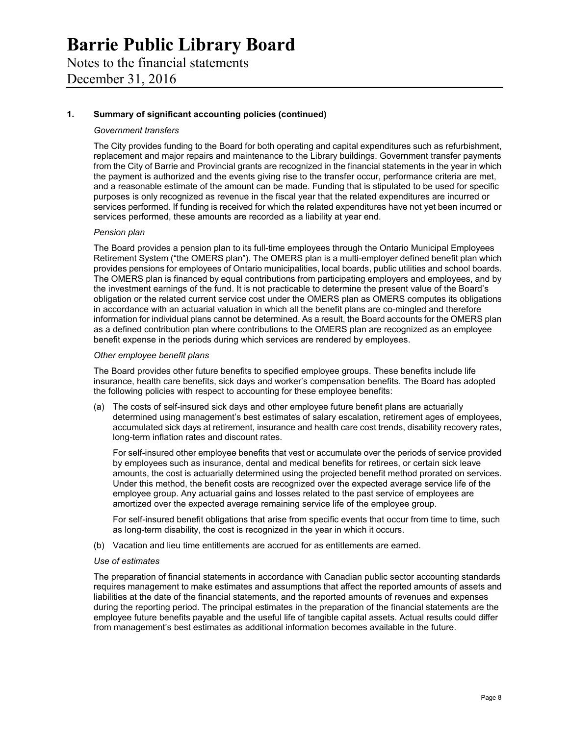# Barrie Public Library Board

Notes to the financial statements

December 31, 2016

## 1. Summary of significant accounting policies (continued)

*Government transfers*

The City provides funding to the Board for both operating and capital expenditures such as refurbishment, replacement and major repairs and maintenance to the Library buildings. Government transfer payments from the City of Barrie and Provincial grants are recognized in the financial statements in the year in which the payment is authorized and the events giving rise to the transfer occur, performance criteria are met, and a reasonable estimate of the amount can be made. Funding that is stipulated to be used for specific purposes is only recognized as revenue in the fiscal year that the related expenditures are incurred or services performed. If funding is received for which the related expenditures have not yet been incurred or services performed, these amounts are recorded as a liability at year end.

*Pension plan*

The Board provides a pension plan to its full-time employees through the Ontario Municipal Employees Retirement System ("the OMERS plan"). The OMERS plan is a multi-employer defined benefit plan which provides pensions for employees of Ontario municipalities, local boards, public utilities and school boards. The OMERS plan is financed by equal contributions from participating employers and employees, and by the investment earnings of the fund. It is not practicable to determine the present value of the Board's obligation or the related current service cost under the OMERS plan as OMERS computes its obligations in accordance with an actuarial valuation in which all the benefit plans are co-mingled and therefore information for individual plans cannot be determined. As a result, the Board accounts for the OMERS plan as a defined contribution plan where contributions to the OMERS plan are recognized as an employee benefit expense in the periods during which services are rendered by employees.

*Other employee benefit plans*

The Board provides other future benefits to specified employee groups. These benefits include life insurance, health care benefits, sick days and worker's compensation benefits. The Board has adopted the following policies with respect to accounting for these employee benefits:

(a) The costs of self-insured sick days and other employee future benefit plans are actuarially determined using management's best estimates of salary escalation, retirement ages of employees, accumulated sick days at retirement, insurance and health care cost trends, disability recovery rates, long-term inflation rates and discount rates.

For self-insured other employee benefits that vest or accumulate over the periods of service provided by employees such as insurance, dental and medical benefits for retirees, or certain sick leave amounts, the cost is actuarially determined using the projected benefit method prorated on services. Under this method, the benefit costs are recognized over the expected average service life of the employee group. Any actuarial gains and losses related to the past service of employees are amortized over the expected average remaining service life of the employee group.

For self-insured benefit obligations that arise from specific events that occur from time to time, such as long-term disability, the cost is recognized in the year in which it occurs.

(b) Vacation and lieu time entitlements are accrued for as entitlements are earned.

*Use of estimates*

The preparation of financial statements in accordance with Canadian public sector accounting standards requires management to make estimates and assumptions that affect the reported amounts of assets and liabilities at the date of the financial statements, and the reported amounts of revenues and expenses during the reporting period. The principal estimates in the preparation of the financial statements are the employee future benefits payable and the useful life of tangible capital assets. Actual results could differ from management's best estimates as additional information becomes available in the future.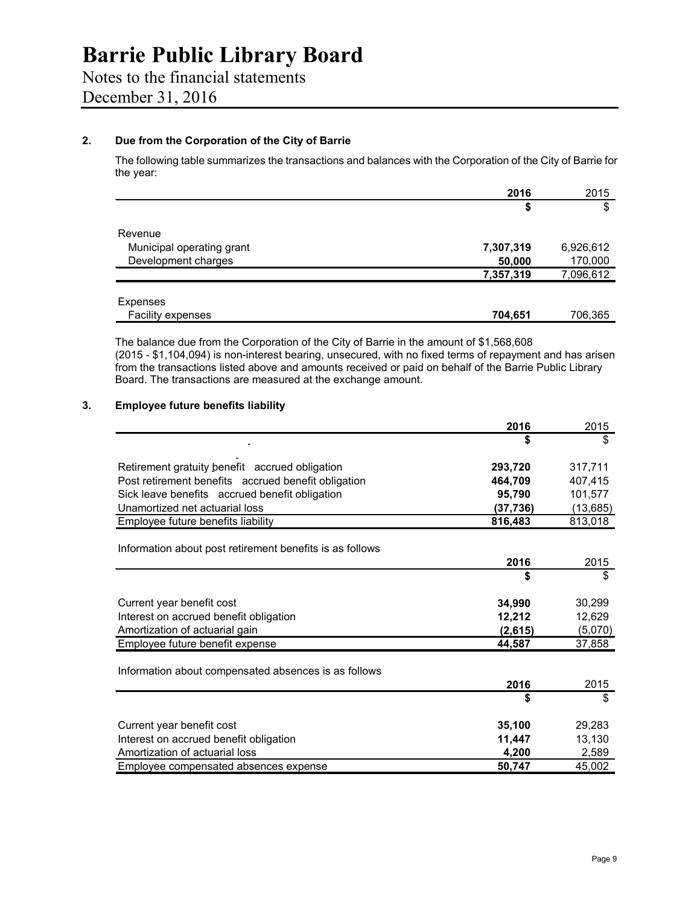# Barrie Public Library Board

Notes to the financial statements

December 31, 2016

## 2. Due from the Corporation of the City of Barrie

The following table summarizes the transactions and balances with the Corporation of the City of Barrie for the year:

| | **2016** | 2015 |
|---|---|---|
| | **$** | $ |
| Revenue | | |
| Municipal operating grant | **7,307,319** | 6,926,612 |
| Development charges | **50,000** | 170,000 |
| | **7,357,319** | 7,096,612 |
| Expenses | | |
| Facility expenses | **704,651** | 706,365 |

The balance due from the Corporation of the City of Barrie in the amount of $1,568,608 (2015 - $1,104,094) is non-interest bearing, unsecured, with no fixed terms of repayment and has arisen from the transactions listed above and amounts received or paid on behalf of the Barrie Public Library Board. The transactions are measured at the exchange amount.

## 3. Employee future benefits liability

| | **2016** | 2015 |
|---|---|---|
| | **$** | $ |
| Retirement gratuity benefit accrued obligation | **293,720** | 317,711 |
| Post retirement benefits accrued benefit obligation | **464,709** | 407,415 |
| Sick leave benefits accrued benefit obligation | **95,790** | 101,577 |
| Unamortized net actuarial loss | **(37,736)** | (13,685) |
| Employee future benefits liability | **816,483** | 813,018 |

Information about post retirement benefits is as follows

| | **2016** | 2015 |
|---|---|---|
| | **$** | $ |
| Current year benefit cost | **34,990** | 30,299 |
| Interest on accrued benefit obligation | **12,212** | 12,629 |
| Amortization of actuarial gain | **(2,615)** | (5,070) |
| Employee future benefit expense | **44,587** | 37,858 |

Information about compensated absences is as follows

| | **2016** | 2015 |
|---|---|---|
| | **$** | $ |
| Current year benefit cost | **35,100** | 29,283 |
| Interest on accrued benefit obligation | **11,447** | 13,130 |
| Amortization of actuarial loss | **4,200** | 2,589 |
| Employee compensated absences expense | **50,747** | 45,002 |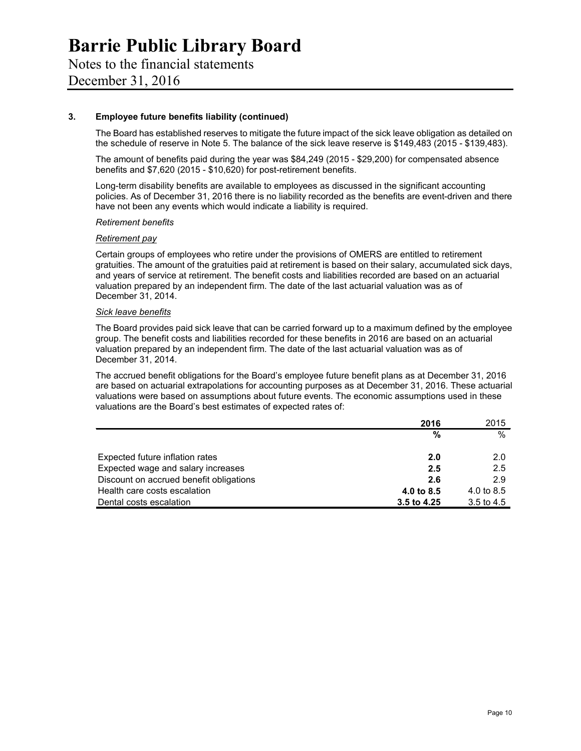# Barrie Public Library Board

Notes to the financial statements

December 31, 2016

### 3. Employee future benefits liability (continued)

The Board has established reserves to mitigate the future impact of the sick leave obligation as detailed on the schedule of reserve in Note 5. The balance of the sick leave reserve is $149,483 (2015 - $139,483).

The amount of benefits paid during the year was $84,249 (2015 - $29,200) for compensated absence benefits and $7,620 (2015 - $10,620) for post-retirement benefits.

Long-term disability benefits are available to employees as discussed in the significant accounting policies. As of December 31, 2016 there is no liability recorded as the benefits are event-driven and there have not been any events which would indicate a liability is required.

*Retirement benefits*

*Retirement pay*

Certain groups of employees who retire under the provisions of OMERS are entitled to retirement gratuities. The amount of the gratuities paid at retirement is based on their salary, accumulated sick days, and years of service at retirement. The benefit costs and liabilities recorded are based on an actuarial valuation prepared by an independent firm. The date of the last actuarial valuation was as of December 31, 2014.

*Sick leave benefits*

The Board provides paid sick leave that can be carried forward up to a maximum defined by the employee group. The benefit costs and liabilities recorded for these benefits in 2016 are based on an actuarial valuation prepared by an independent firm. The date of the last actuarial valuation was as of December 31, 2014.

The accrued benefit obligations for the Board's employee future benefit plans as at December 31, 2016 are based on actuarial extrapolations for accounting purposes as at December 31, 2016. These actuarial valuations were based on assumptions about future events. The economic assumptions used in these valuations are the Board's best estimates of expected rates of:

| | **2016** | 2015 |
|---|---|---|
| | **%** | % |
| Expected future inflation rates | **2.0** | 2.0 |
| Expected wage and salary increases | **2.5** | 2.5 |
| Discount on accrued benefit obligations | **2.6** | 2.9 |
| Health care costs escalation | **4.0 to 8.5** | 4.0 to 8.5 |
| Dental costs escalation | **3.5 to 4.25** | 3.5 to 4.5 |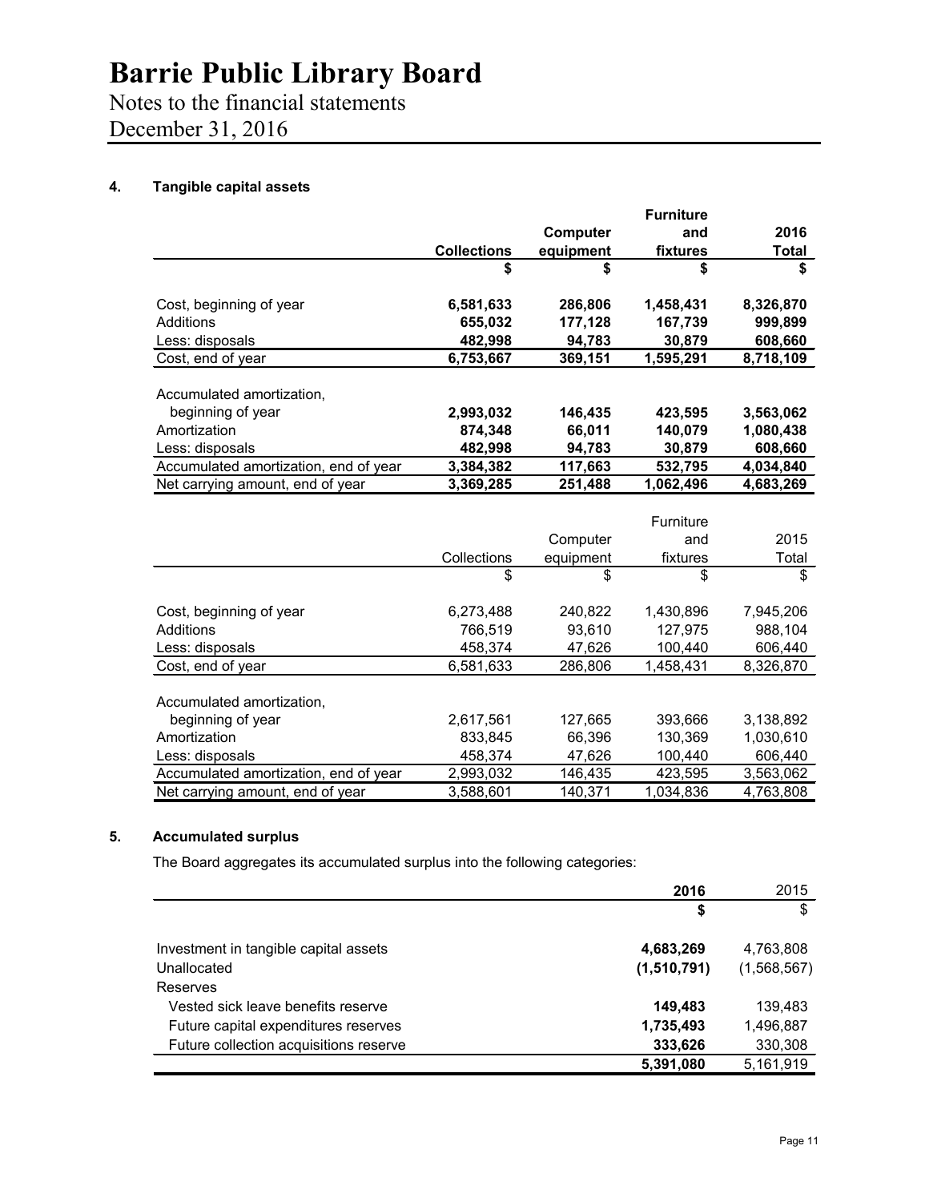# Barrie Public Library Board

Notes to the financial statements
December 31, 2016

## 4. Tangible capital assets

| | **Collections** | **Computer equipment** | **Furniture and fixtures** | **2016 Total** |
|---|---|---|---|---|
| | **$** | **$** | **$** | **$** |
| Cost, beginning of year | **6,581,633** | **286,806** | **1,458,431** | **8,326,870** |
| Additions | **655,032** | **177,128** | **167,739** | **999,899** |
| Less: disposals | **482,998** | **94,783** | **30,879** | **608,660** |
| Cost, end of year | **6,753,667** | **369,151** | **1,595,291** | **8,718,109** |
| Accumulated amortization, beginning of year | **2,993,032** | **146,435** | **423,595** | **3,563,062** |
| Amortization | **874,348** | **66,011** | **140,079** | **1,080,438** |
| Less: disposals | **482,998** | **94,783** | **30,879** | **608,660** |
| Accumulated amortization, end of year | **3,384,382** | **117,663** | **532,795** | **4,034,840** |
| Net carrying amount, end of year | **3,369,285** | **251,488** | **1,062,496** | **4,683,269** |

| | Collections | Computer equipment | Furniture and fixtures | 2015 Total |
|---|---|---|---|---|
| | $ | $ | $ | $ |
| Cost, beginning of year | 6,273,488 | 240,822 | 1,430,896 | 7,945,206 |
| Additions | 766,519 | 93,610 | 127,975 | 988,104 |
| Less: disposals | 458,374 | 47,626 | 100,440 | 606,440 |
| Cost, end of year | 6,581,633 | 286,806 | 1,458,431 | 8,326,870 |
| Accumulated amortization, beginning of year | 2,617,561 | 127,665 | 393,666 | 3,138,892 |
| Amortization | 833,845 | 66,396 | 130,369 | 1,030,610 |
| Less: disposals | 458,374 | 47,626 | 100,440 | 606,440 |
| Accumulated amortization, end of year | 2,993,032 | 146,435 | 423,595 | 3,563,062 |
| Net carrying amount, end of year | 3,588,601 | 140,371 | 1,034,836 | 4,763,808 |

## 5. Accumulated surplus

The Board aggregates its accumulated surplus into the following categories:

| | **2016** | 2015 |
|---|---|---|
| | **$** | $ |
| Investment in tangible capital assets | **4,683,269** | 4,763,808 |
| Unallocated | **(1,510,791)** | (1,568,567) |
| Reserves | | |
| Vested sick leave benefits reserve | **149,483** | 139,483 |
| Future capital expenditures reserves | **1,735,493** | 1,496,887 |
| Future collection acquisitions reserve | **333,626** | 330,308 |
| | **5,391,080** | 5,161,919 |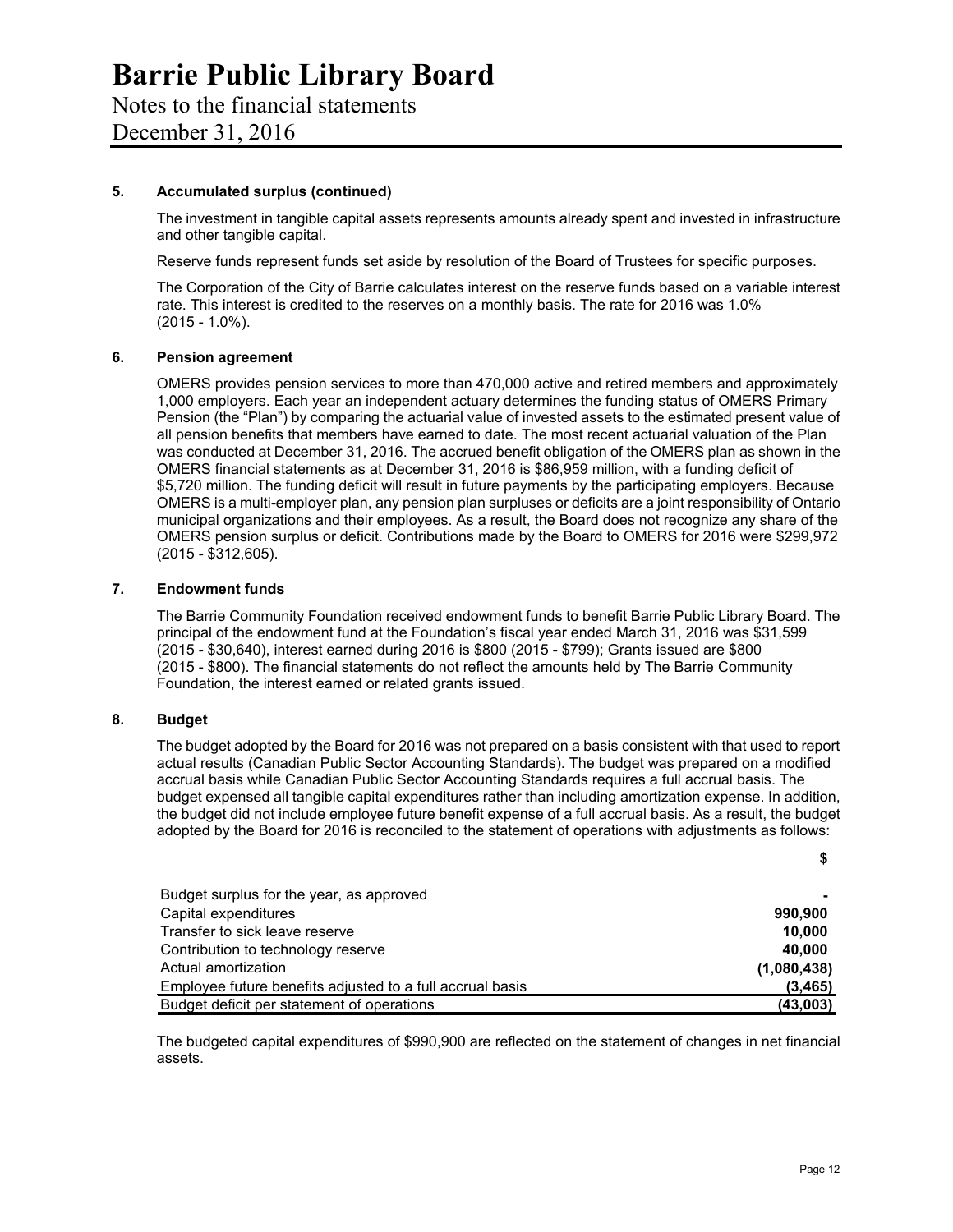# Barrie Public Library Board

Notes to the financial statements

December 31, 2016

**5. Accumulated surplus (continued)**

The investment in tangible capital assets represents amounts already spent and invested in infrastructure and other tangible capital.

Reserve funds represent funds set aside by resolution of the Board of Trustees for specific purposes.

The Corporation of the City of Barrie calculates interest on the reserve funds based on a variable interest rate. This interest is credited to the reserves on a monthly basis. The rate for 2016 was 1.0% (2015 - 1.0%).

**6. Pension agreement**

OMERS provides pension services to more than 470,000 active and retired members and approximately 1,000 employers. Each year an independent actuary determines the funding status of OMERS Primary Pension (the "Plan") by comparing the actuarial value of invested assets to the estimated present value of all pension benefits that members have earned to date. The most recent actuarial valuation of the Plan was conducted at December 31, 2016. The accrued benefit obligation of the OMERS plan as shown in the OMERS financial statements as at December 31, 2016 is $86,959 million, with a funding deficit of $5,720 million. The funding deficit will result in future payments by the participating employers. Because OMERS is a multi-employer plan, any pension plan surpluses or deficits are a joint responsibility of Ontario municipal organizations and their employees. As a result, the Board does not recognize any share of the OMERS pension surplus or deficit. Contributions made by the Board to OMERS for 2016 were $299,972 (2015 - $312,605).

**7. Endowment funds**

The Barrie Community Foundation received endowment funds to benefit Barrie Public Library Board. The principal of the endowment fund at the Foundation's fiscal year ended March 31, 2016 was $31,599 (2015 - $30,640), interest earned during 2016 is $800 (2015 - $799); Grants issued are $800 (2015 - $800). The financial statements do not reflect the amounts held by The Barrie Community Foundation, the interest earned or related grants issued.

**8. Budget**

The budget adopted by the Board for 2016 was not prepared on a basis consistent with that used to report actual results (Canadian Public Sector Accounting Standards). The budget was prepared on a modified accrual basis while Canadian Public Sector Accounting Standards requires a full accrual basis. The budget expensed all tangible capital expenditures rather than including amortization expense. In addition, the budget did not include employee future benefit expense of a full accrual basis. As a result, the budget adopted by the Board for 2016 is reconciled to the statement of operations with adjustments as follows:

| | $ |
|---|---|
| Budget surplus for the year, as approved | **-** |
| Capital expenditures | **990,900** |
| Transfer to sick leave reserve | **10,000** |
| Contribution to technology reserve | **40,000** |
| Actual amortization | **(1,080,438)** |
| Employee future benefits adjusted to a full accrual basis | **(3,465)** |
| Budget deficit per statement of operations | **(43,003)** |

The budgeted capital expenditures of $990,900 are reflected on the statement of changes in net financial assets.